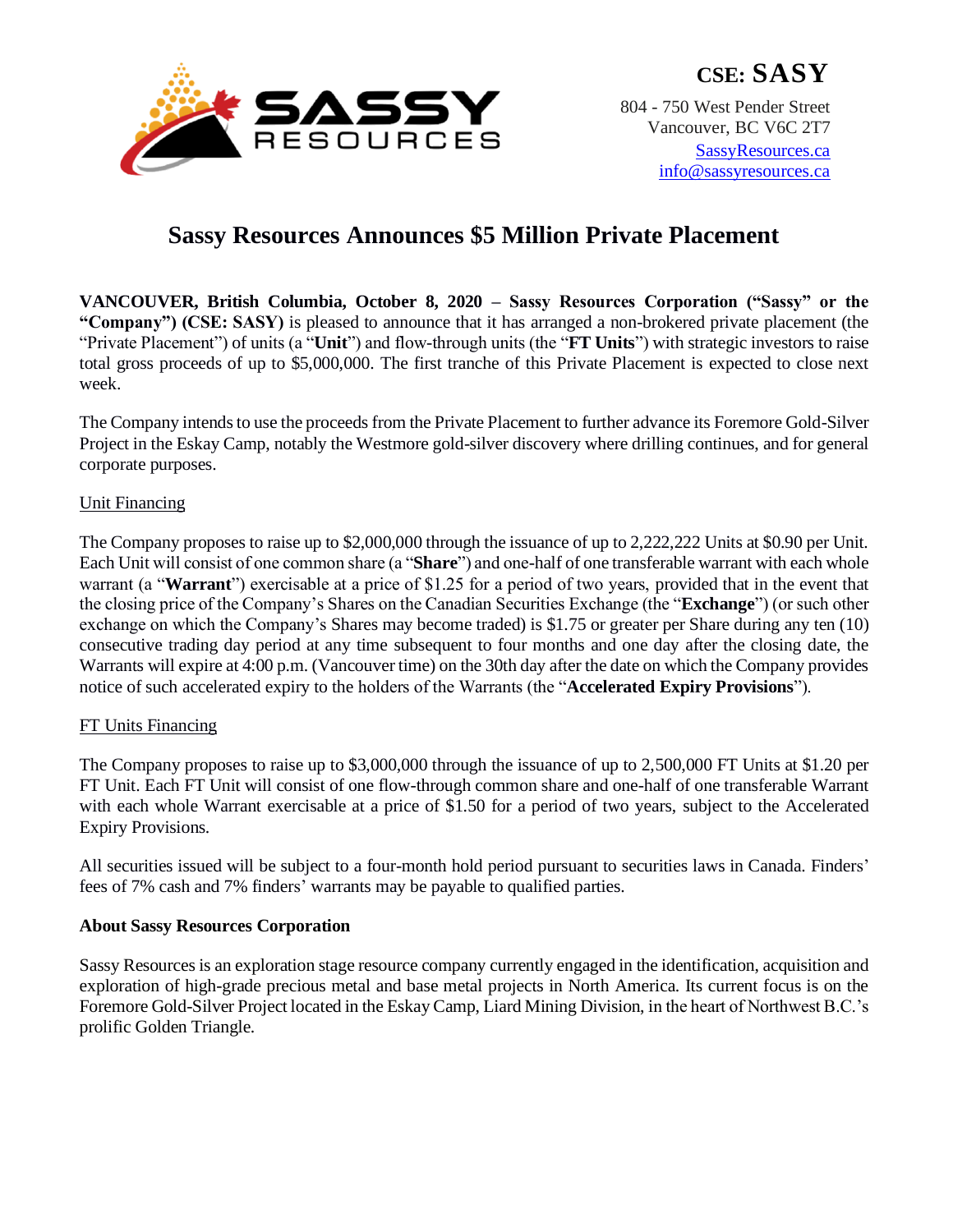**CSE: SASSY**

804 - 750 West Pender Street
Vancouver, BC V6C 2T7
SassyResources.ca
info@sassyresources.ca

# Sassy Resources Announces $5 Million Private Placement

**VANCOUVER, British Columbia, October 8, 2020 – Sassy Resources Corporation ("Sassy" or the "Company") (CSE: SASY)** is pleased to announce that it has arranged a non-brokered private placement (the "Private Placement") of units (a "**Unit**") and flow-through units (the "**FT Units**") with strategic investors to raise total gross proceeds of up to $5,000,000. The first tranche of this Private Placement is expected to close next week.

The Company intends to use the proceeds from the Private Placement to further advance its Foremore Gold-Silver Project in the Eskay Camp, notably the Westmore gold-silver discovery where drilling continues, and for general corporate purposes.

<u>Unit Financing</u>

The Company proposes to raise up to $2,000,000 through the issuance of up to 2,222,222 Units at $0.90 per Unit. Each Unit will consist of one common share (a "**Share**") and one-half of one transferable warrant with each whole warrant (a "**Warrant**") exercisable at a price of $1.25 for a period of two years, provided that in the event that the closing price of the Company's Shares on the Canadian Securities Exchange (the "**Exchange**") (or such other exchange on which the Company's Shares may become traded) is $1.75 or greater per Share during any ten (10) consecutive trading day period at any time subsequent to four months and one day after the closing date, the Warrants will expire at 4:00 p.m. (Vancouver time) on the 30th day after the date on which the Company provides notice of such accelerated expiry to the holders of the Warrants (the "**Accelerated Expiry Provisions**").

<u>FT Units Financing</u>

The Company proposes to raise up to $3,000,000 through the issuance of up to 2,500,000 FT Units at $1.20 per FT Unit. Each FT Unit will consist of one flow-through common share and one-half of one transferable Warrant with each whole Warrant exercisable at a price of $1.50 for a period of two years, subject to the Accelerated Expiry Provisions.

All securities issued will be subject to a four-month hold period pursuant to securities laws in Canada. Finders' fees of 7% cash and 7% finders' warrants may be payable to qualified parties.

**About Sassy Resources Corporation**

Sassy Resources is an exploration stage resource company currently engaged in the identification, acquisition and exploration of high-grade precious metal and base metal projects in North America. Its current focus is on the Foremore Gold-Silver Project located in the Eskay Camp, Liard Mining Division, in the heart of Northwest B.C.'s prolific Golden Triangle.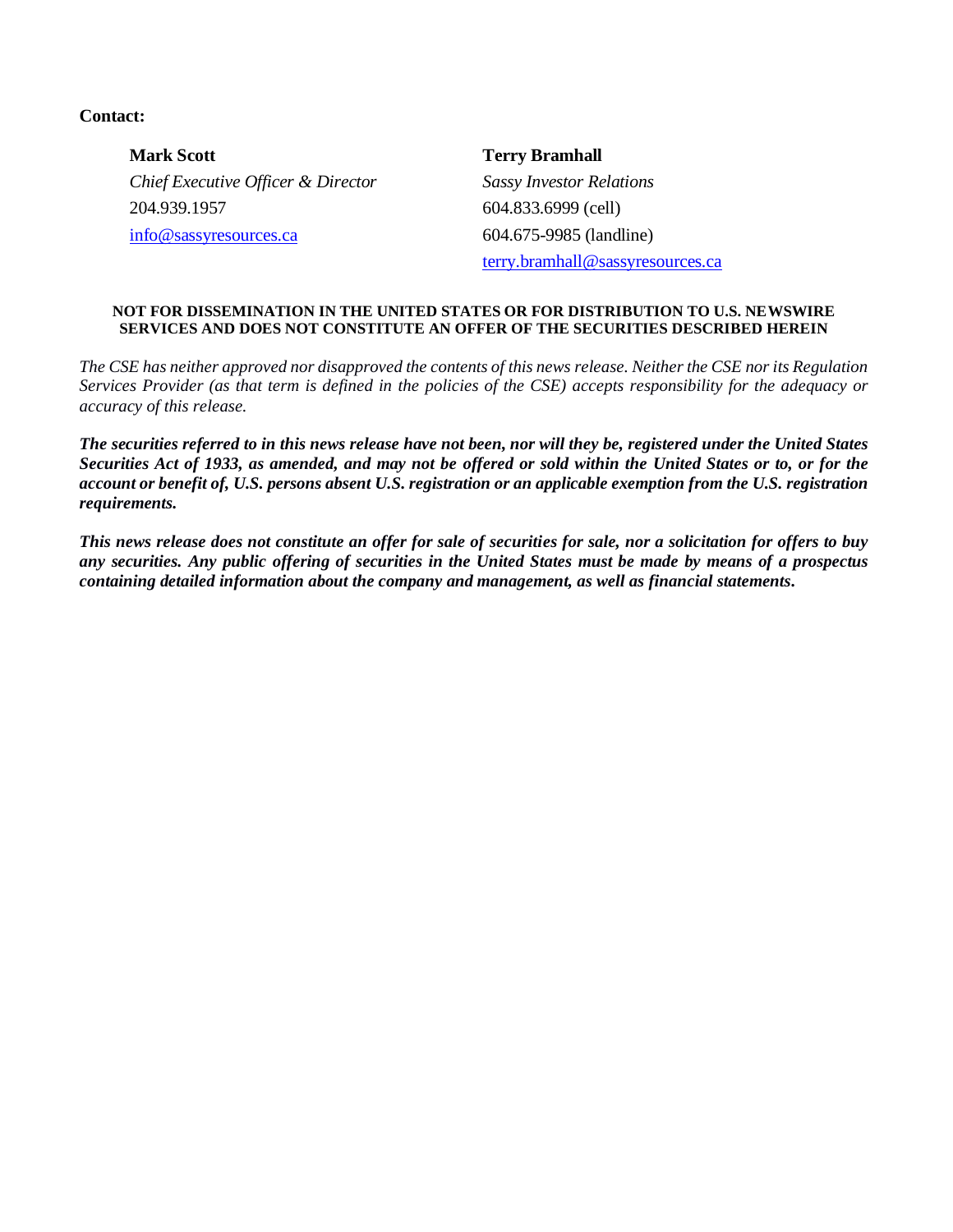**Contact:**

**Mark Scott**
*Chief Executive Officer & Director*
204.939.1957
info@sassyresources.ca

**Terry Bramhall**
*Sassy Investor Relations*
604.833.6999 (cell)
604.675-9985 (landline)
terry.bramhall@sassyresources.ca

**NOT FOR DISSEMINATION IN THE UNITED STATES OR FOR DISTRIBUTION TO U.S. NEWSWIRE SERVICES AND DOES NOT CONSTITUTE AN OFFER OF THE SECURITIES DESCRIBED HEREIN**

*The CSE has neither approved nor disapproved the contents of this news release. Neither the CSE nor its Regulation Services Provider (as that term is defined in the policies of the CSE) accepts responsibility for the adequacy or accuracy of this release.*

***The securities referred to in this news release have not been, nor will they be, registered under the United States Securities Act of 1933, as amended, and may not be offered or sold within the United States or to, or for the account or benefit of, U.S. persons absent U.S. registration or an applicable exemption from the U.S. registration requirements.***

***This news release does not constitute an offer for sale of securities for sale, nor a solicitation for offers to buy any securities. Any public offering of securities in the United States must be made by means of a prospectus containing detailed information about the company and management, as well as financial statements.***